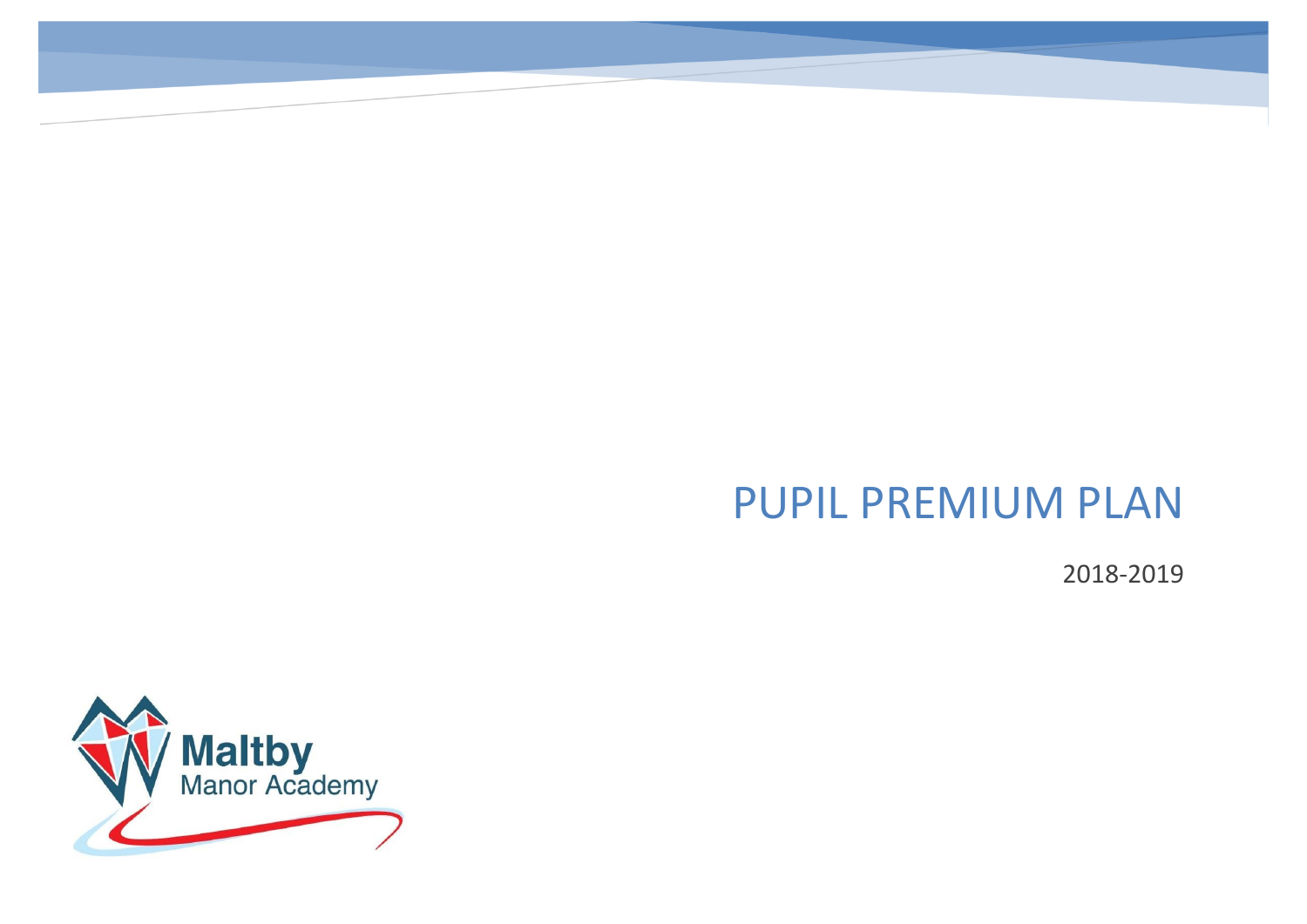# PUPIL PREMIUM PLAN

2018-2019

Maltby
Manor Academy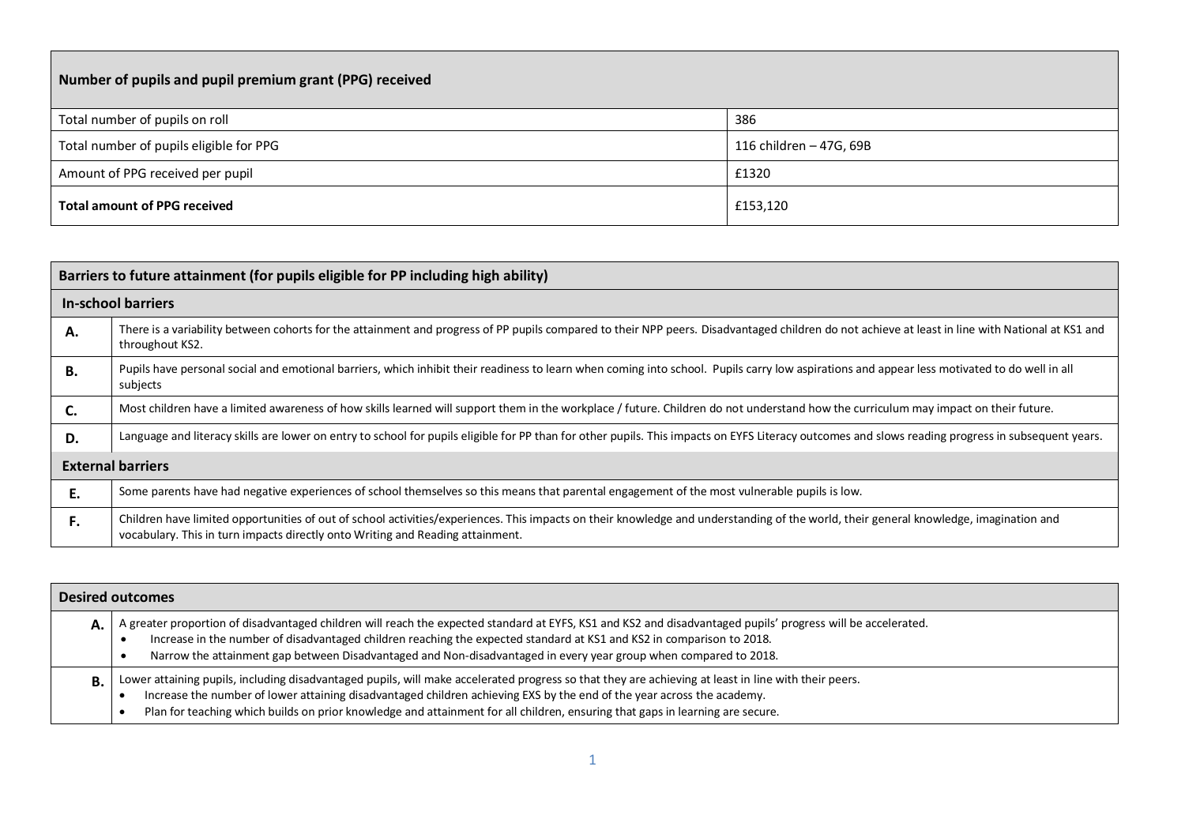| Number of pupils and pupil premium grant (PPG) received | |
|---|---|
| Total number of pupils on roll | 386 |
| Total number of pupils eligible for PPG | 116 children – 47G, 69B |
| Amount of PPG received per pupil | £1320 |
| **Total amount of PPG received** | £153,120 |

| Barriers to future attainment (for pupils eligible for PP including high ability) | |
|---|---|
| **In-school barriers** | |
| **A.** | There is a variability between cohorts for the attainment and progress of PP pupils compared to their NPP peers. Disadvantaged children do not achieve at least in line with National at KS1 and throughout KS2. |
| **B.** | Pupils have personal social and emotional barriers, which inhibit their readiness to learn when coming into school. Pupils carry low aspirations and appear less motivated to do well in all subjects |
| **C.** | Most children have a limited awareness of how skills learned will support them in the workplace / future. Children do not understand how the curriculum may impact on their future. |
| **D.** | Language and literacy skills are lower on entry to school for pupils eligible for PP than for other pupils. This impacts on EYFS Literacy outcomes and slows reading progress in subsequent years. |
| **External barriers** | |
| **E.** | Some parents have had negative experiences of school themselves so this means that parental engagement of the most vulnerable pupils is low. |
| **F.** | Children have limited opportunities of out of school activities/experiences. This impacts on their knowledge and understanding of the world, their general knowledge, imagination and vocabulary. This in turn impacts directly onto Writing and Reading attainment. |

| Desired outcomes | |
|---|---|
| **A.** | A greater proportion of disadvantaged children will reach the expected standard at EYFS, KS1 and KS2 and disadvantaged pupils' progress will be accelerated.<br>• Increase in the number of disadvantaged children reaching the expected standard at KS1 and KS2 in comparison to 2018.<br>• Narrow the attainment gap between Disadvantaged and Non-disadvantaged in every year group when compared to 2018. |
| **B.** | Lower attaining pupils, including disadvantaged pupils, will make accelerated progress so that they are achieving at least in line with their peers.<br>• Increase the number of lower attaining disadvantaged children achieving EXS by the end of the year across the academy.<br>• Plan for teaching which builds on prior knowledge and attainment for all children, ensuring that gaps in learning are secure. |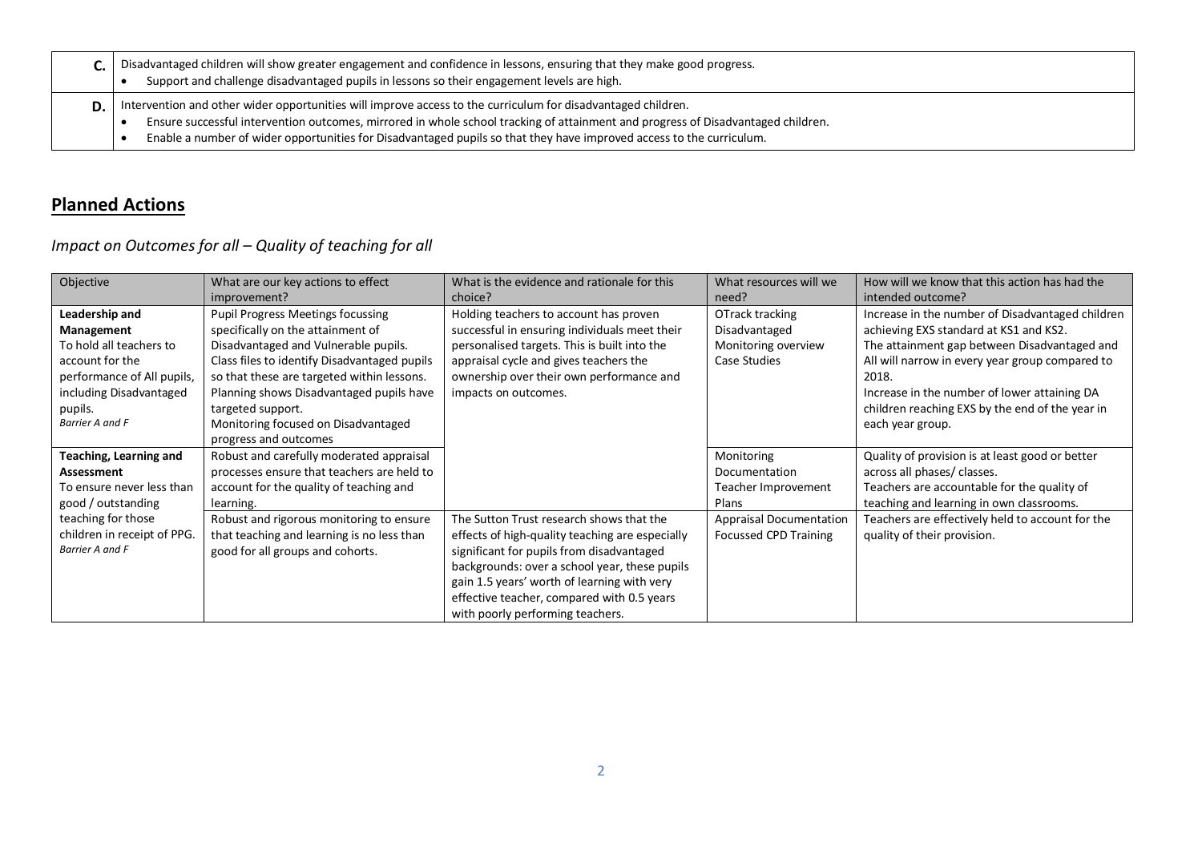| | |
|---|---|
| **C.** | Disadvantaged children will show greater engagement and confidence in lessons, ensuring that they make good progress.<br>• Support and challenge disadvantaged pupils in lessons so their engagement levels are high. |
| **D.** | Intervention and other wider opportunities will improve access to the curriculum for disadvantaged children.<br>• Ensure successful intervention outcomes, mirrored in whole school tracking of attainment and progress of Disadvantaged children.<br>• Enable a number of wider opportunities for Disadvantaged pupils so that they have improved access to the curriculum. |

## Planned Actions

### *Impact on Outcomes for all – Quality of teaching for all*

| Objective | What are our key actions to effect improvement? | What is the evidence and rationale for this choice? | What resources will we need? | How will we know that this action has had the intended outcome? |
|---|---|---|---|---|
| **Leadership and Management**<br>To hold all teachers to account for the performance of All pupils, including Disadvantaged pupils.<br>*Barrier A and F* | Pupil Progress Meetings focussing specifically on the attainment of Disadvantaged and Vulnerable pupils.<br>Class files to identify Disadvantaged pupils so that these are targeted within lessons.<br>Planning shows Disadvantaged pupils have targeted support.<br>Monitoring focused on Disadvantaged progress and outcomes | Holding teachers to account has proven successful in ensuring individuals meet their personalised targets. This is built into the appraisal cycle and gives teachers the ownership over their own performance and impacts on outcomes. | OTrack tracking<br>Disadvantaged Monitoring overview<br>Case Studies | Increase in the number of Disadvantaged children achieving EXS standard at KS1 and KS2.<br>The attainment gap between Disadvantaged and All will narrow in every year group compared to 2018.<br>Increase in the number of lower attaining DA children reaching EXS by the end of the year in each year group. |
| **Teaching, Learning and Assessment**<br>To ensure never less than good / outstanding teaching for those children in receipt of PPG.<br>*Barrier A and F* | Robust and carefully moderated appraisal processes ensure that teachers are held to account for the quality of teaching and learning. | | Monitoring Documentation<br>Teacher Improvement Plans | Quality of provision is at least good or better across all phases/ classes.<br>Teachers are accountable for the quality of teaching and learning in own classrooms. |
| | Robust and rigorous monitoring to ensure that teaching and learning is no less than good for all groups and cohorts. | The Sutton Trust research shows that the effects of high-quality teaching are especially significant for pupils from disadvantaged backgrounds: over a school year, these pupils gain 1.5 years' worth of learning with very effective teacher, compared with 0.5 years with poorly performing teachers. | Appraisal Documentation<br>Focussed CPD Training | Teachers are effectively held to account for the quality of their provision. |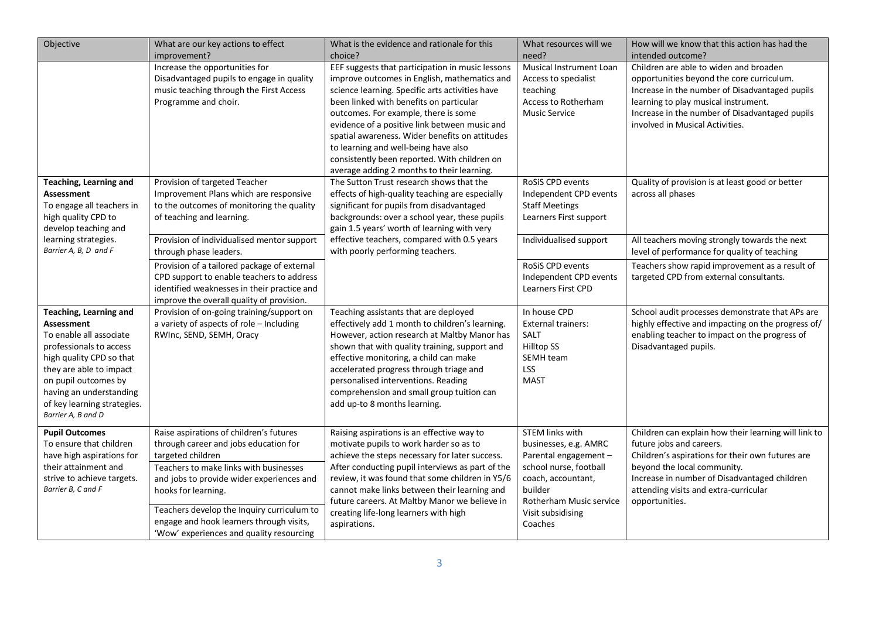| Objective | What are our key actions to effect improvement? | What is the evidence and rationale for this choice? | What resources will we need? | How will we know that this action has had the intended outcome? |
|---|---|---|---|---|
| | Increase the opportunities for Disadvantaged pupils to engage in quality music teaching through the First Access Programme and choir. | EEF suggests that participation in music lessons improve outcomes in English, mathematics and science learning. Specific arts activities have been linked with benefits on particular outcomes. For example, there is some evidence of a positive link between music and spatial awareness. Wider benefits on attitudes to learning and well-being have also consistently been reported. With children on average adding 2 months to their learning. | Musical Instrument Loan<br>Access to specialist teaching<br>Access to Rotherham Music Service | Children are able to widen and broaden opportunities beyond the core curriculum.<br>Increase in the number of Disadvantaged pupils learning to play musical instrument.<br>Increase in the number of Disadvantaged pupils involved in Musical Activities. |
| **Teaching, Learning and Assessment**<br>To engage all teachers in high quality CPD to develop teaching and learning strategies.<br>*Barrier A, B, D and F* | Provision of targeted Teacher Improvement Plans which are responsive to the outcomes of monitoring the quality of teaching and learning. | The Sutton Trust research shows that the effects of high-quality teaching are especially significant for pupils from disadvantaged backgrounds: over a school year, these pupils gain 1.5 years' worth of learning with very effective teachers, compared with 0.5 years with poorly performing teachers. | RoSiS CPD events<br>Independent CPD events<br>Staff Meetings<br>Learners First support | Quality of provision is at least good or better across all phases |
| | Provision of individualised mentor support through phase leaders. | | Individualised support | All teachers moving strongly towards the next level of performance for quality of teaching |
| | Provision of a tailored package of external CPD support to enable teachers to address identified weaknesses in their practice and improve the overall quality of provision. | | RoSiS CPD events<br>Independent CPD events<br>Learners First CPD | Teachers show rapid improvement as a result of targeted CPD from external consultants. |
| **Teaching, Learning and Assessment**<br>To enable all associate professionals to access high quality CPD so that they are able to impact on pupil outcomes by having an understanding of key learning strategies.<br>*Barrier A, B and D* | Provision of on-going training/support on a variety of aspects of role – Including RWInc, SEND, SEMH, Oracy | Teaching assistants that are deployed effectively add 1 month to children's learning. However, action research at Maltby Manor has shown that with quality training, support and effective monitoring, a child can make accelerated progress through triage and personalised interventions. Reading comprehension and small group tuition can add up-to 8 months learning. | In house CPD<br>External trainers:<br>SALT<br>Hilltop SS<br>SEMH team<br>LSS<br>MAST | School audit processes demonstrate that APs are highly effective and impacting on the progress of/ enabling teacher to impact on the progress of Disadvantaged pupils. |
| **Pupil Outcomes**<br>To ensure that children have high aspirations for their attainment and strive to achieve targets.<br>*Barrier B, C and F* | Raise aspirations of children's futures through career and jobs education for targeted children<br>Teachers to make links with businesses and jobs to provide wider experiences and hooks for learning.<br>Teachers develop the Inquiry curriculum to engage and hook learners through visits, 'Wow' experiences and quality resourcing | Raising aspirations is an effective way to motivate pupils to work harder so as to achieve the steps necessary for later success. After conducting pupil interviews as part of the review, it was found that some children in Y5/6 cannot make links between their learning and future careers. At Maltby Manor we believe in creating life-long learners with high aspirations. | STEM links with businesses, e.g. AMRC<br>Parental engagement – school nurse, football coach, accountant, builder<br>Rotherham Music service<br>Visit subsidising<br>Coaches | Children can explain how their learning will link to future jobs and careers.<br>Children's aspirations for their own futures are beyond the local community.<br>Increase in number of Disadvantaged children attending visits and extra-curricular opportunities. |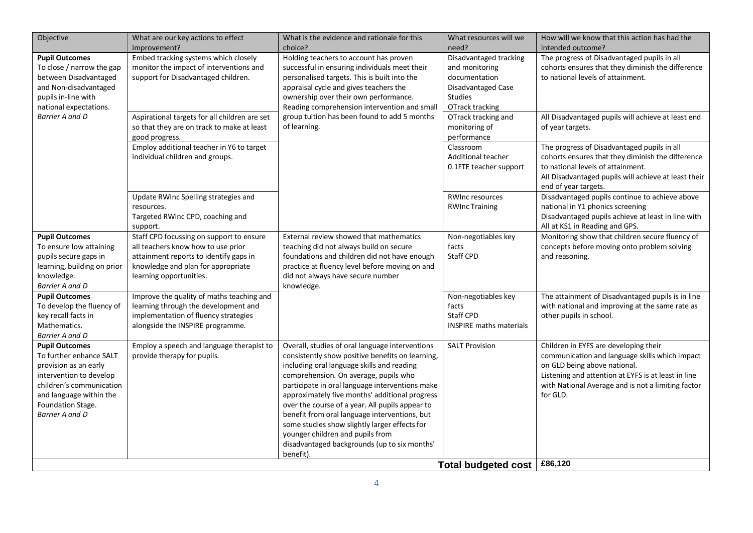| Objective | What are our key actions to effect improvement? | What is the evidence and rationale for this choice? | What resources will we need? | How will we know that this action has had the intended outcome? |
|---|---|---|---|---|
| **Pupil Outcomes**<br>To close / narrow the gap between Disadvantaged and Non-disadvantaged pupils in-line with national expectations.<br>*Barrier A and D* | Embed tracking systems which closely monitor the impact of interventions and support for Disadvantaged children. | Holding teachers to account has proven successful in ensuring individuals meet their personalised targets. This is built into the appraisal cycle and gives teachers the ownership over their own performance.<br>Reading comprehension intervention and small group tuition has been found to add 5 months of learning. | Disadvantaged tracking and monitoring documentation<br>Disadvantaged Case Studies<br>OTrack tracking | The progress of Disadvantaged pupils in all cohorts ensures that they diminish the difference to national levels of attainment. |
| | Aspirational targets for all children are set so that they are on track to make at least good progress. | | OTrack tracking and monitoring of performance | All Disadvantaged pupils will achieve at least end of year targets. |
| | Employ additional teacher in Y6 to target individual children and groups. | | Classroom<br>Additional teacher<br>0.1FTE teacher support | The progress of Disadvantaged pupils in all cohorts ensures that they diminish the difference to national levels of attainment.<br>All Disadvantaged pupils will achieve at least their end of year targets. |
| | Update RWInc Spelling strategies and resources.<br>Targeted RWinc CPD, coaching and support. | | RWInc resources<br>RWInc Training | Disadvantaged pupils continue to achieve above national in Y1 phonics screening<br>Disadvantaged pupils achieve at least in line with All at KS1 in Reading and GPS. |
| **Pupil Outcomes**<br>To ensure low attaining pupils secure gaps in learning, building on prior knowledge.<br>*Barrier A and D* | Staff CPD focussing on support to ensure all teachers know how to use prior attainment reports to identify gaps in knowledge and plan for appropriate learning opportunities. | External review showed that mathematics teaching did not always build on secure foundations and children did not have enough practice at fluency level before moving on and did not always have secure number knowledge. | Non-negotiables key facts<br>Staff CPD | Monitoring show that children secure fluency of concepts before moving onto problem solving and reasoning. |
| **Pupil Outcomes**<br>To develop the fluency of key recall facts in Mathematics.<br>*Barrier A and D* | Improve the quality of maths teaching and learning through the development and implementation of fluency strategies alongside the INSPIRE programme. | | Non-negotiables key facts<br>Staff CPD<br>INSPIRE maths materials | The attainment of Disadvantaged pupils is in line with national and improving at the same rate as other pupils in school. |
| **Pupil Outcomes**<br>To further enhance SALT provision as an early intervention to develop children's communication and language within the Foundation Stage.<br>*Barrier A and D* | Employ a speech and language therapist to provide therapy for pupils. | Overall, studies of oral language interventions consistently show positive benefits on learning, including oral language skills and reading comprehension. On average, pupils who participate in oral language interventions make approximately five months' additional progress over the course of a year. All pupils appear to benefit from oral language interventions, but some studies show slightly larger effects for younger children and pupils from disadvantaged backgrounds (up to six months' benefit). | SALT Provision | Children in EYFS are developing their communication and language skills which impact on GLD being above national.<br>Listening and attention at EYFS is at least in line with National Average and is not a limiting factor for GLD. |
| | | | **Total budgeted cost** | **£86,120** |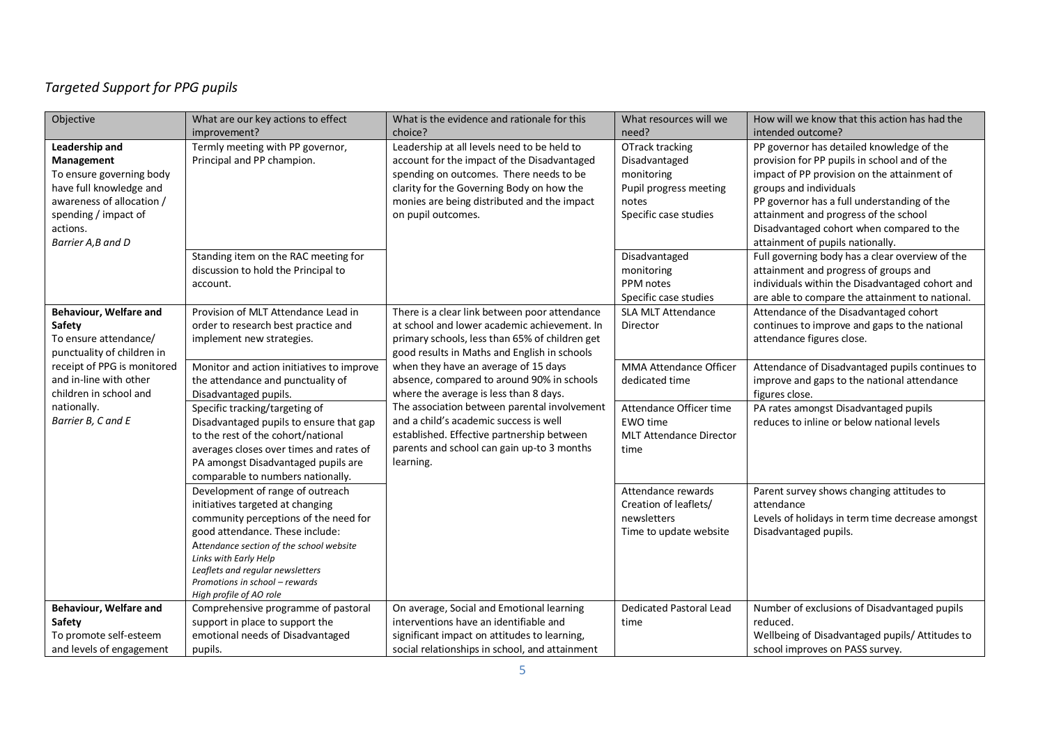*Targeted Support for PPG pupils*

| Objective | What are our key actions to effect improvement? | What is the evidence and rationale for this choice? | What resources will we need? | How will we know that this action has had the intended outcome? |
|---|---|---|---|---|
| **Leadership and Management**<br>To ensure governing body have full knowledge and awareness of allocation / spending / impact of actions.<br>*Barrier A,B and D* | Termly meeting with PP governor, Principal and PP champion. | Leadership at all levels need to be held to account for the impact of the Disadvantaged spending on outcomes. There needs to be clarity for the Governing Body on how the monies are being distributed and the impact on pupil outcomes. | OTrack tracking<br>Disadvantaged monitoring<br>Pupil progress meeting notes<br>Specific case studies | PP governor has detailed knowledge of the provision for PP pupils in school and of the impact of PP provision on the attainment of groups and individuals<br>PP governor has a full understanding of the attainment and progress of the school Disadvantaged cohort when compared to the attainment of pupils nationally. |
| | Standing item on the RAC meeting for discussion to hold the Principal to account. | | Disadvantaged monitoring<br>PPM notes<br>Specific case studies | Full governing body has a clear overview of the attainment and progress of groups and individuals within the Disadvantaged cohort and are able to compare the attainment to national. |
| **Behaviour, Welfare and Safety**<br>To ensure attendance/ punctuality of children in receipt of PPG is monitored and in-line with other children in school and nationally.<br>*Barrier B, C and E* | Provision of MLT Attendance Lead in order to research best practice and implement new strategies. | There is a clear link between poor attendance at school and lower academic achievement. In primary schools, less than 65% of children get good results in Maths and English in schools when they have an average of 15 days absence, compared to around 90% in schools where the average is less than 8 days.<br>The association between parental involvement and a child's academic success is well established. Effective partnership between parents and school can gain up-to 3 months learning. | SLA MLT Attendance Director | Attendance of the Disadvantaged cohort continues to improve and gaps to the national attendance figures close. |
| | Monitor and action initiatives to improve the attendance and punctuality of Disadvantaged pupils. | | MMA Attendance Officer dedicated time | Attendance of Disadvantaged pupils continues to improve and gaps to the national attendance figures close. |
| | Specific tracking/targeting of Disadvantaged pupils to ensure that gap to the rest of the cohort/national averages closes over times and rates of PA amongst Disadvantaged pupils are comparable to numbers nationally. | | Attendance Officer time<br>EWO time<br>MLT Attendance Director time | PA rates amongst Disadvantaged pupils reduces to inline or below national levels |
| | Development of range of outreach initiatives targeted at changing community perceptions of the need for good attendance. These include:<br>*Attendance section of the school website*<br>*Links with Early Help*<br>*Leaflets and regular newsletters*<br>*Promotions in school – rewards*<br>*High profile of AO role* | | Attendance rewards<br>Creation of leaflets/ newsletters<br>Time to update website | Parent survey shows changing attitudes to attendance<br>Levels of holidays in term time decrease amongst Disadvantaged pupils. |
| **Behaviour, Welfare and Safety**<br>To promote self-esteem and levels of engagement | Comprehensive programme of pastoral support in place to support the emotional needs of Disadvantaged pupils. | On average, Social and Emotional learning interventions have an identifiable and significant impact on attitudes to learning, social relationships in school, and attainment | Dedicated Pastoral Lead time | Number of exclusions of Disadvantaged pupils reduced.<br>Wellbeing of Disadvantaged pupils/ Attitudes to school improves on PASS survey. |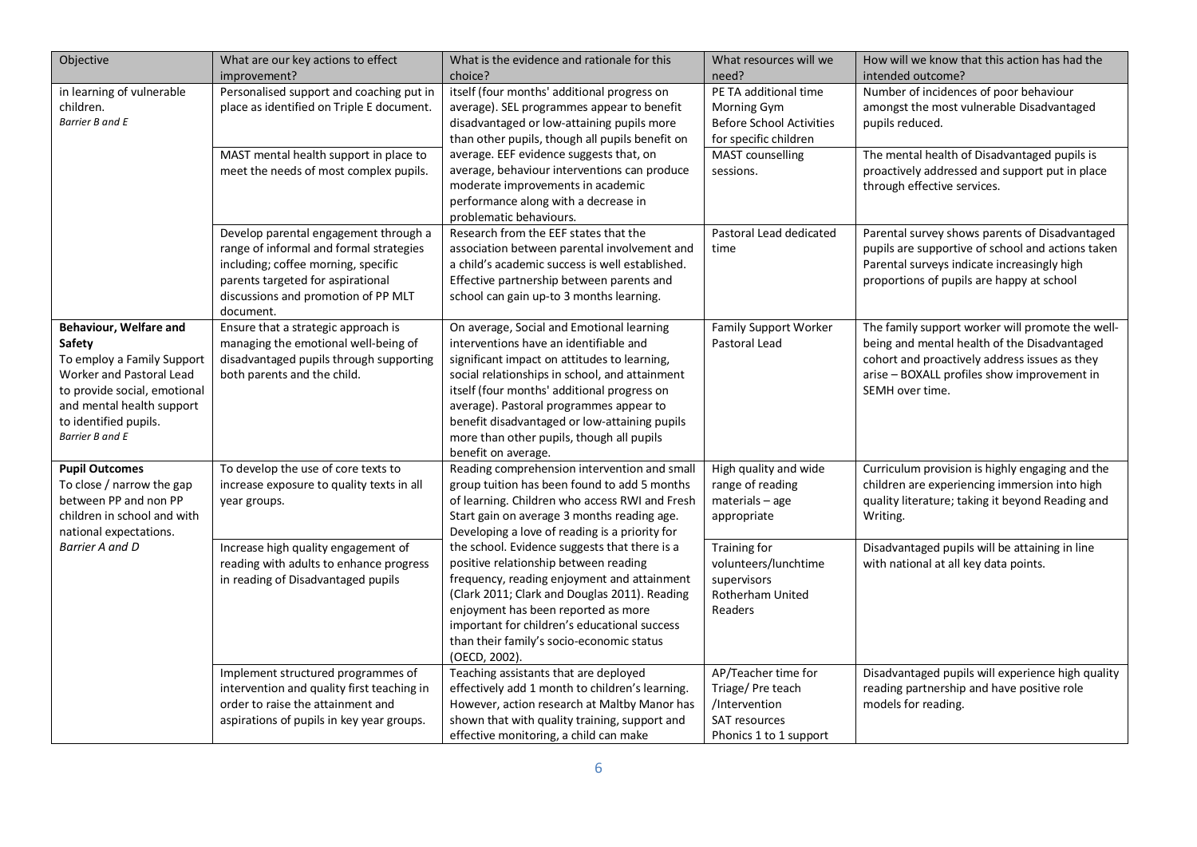| Objective | What are our key actions to effect improvement? | What is the evidence and rationale for this choice? | What resources will we need? | How will we know that this action has had the intended outcome? |
|---|---|---|---|---|
| in learning of vulnerable children. *Barrier B and E* | Personalised support and coaching put in place as identified on Triple E document. | itself (four months' additional progress on average). SEL programmes appear to benefit disadvantaged or low-attaining pupils more than other pupils, though all pupils benefit on average. EEF evidence suggests that, on average, behaviour interventions can produce moderate improvements in academic performance along with a decrease in problematic behaviours. | PE TA additional time Morning Gym Before School Activities for specific children | Number of incidences of poor behaviour amongst the most vulnerable Disadvantaged pupils reduced. |
| | MAST mental health support in place to meet the needs of most complex pupils. | | MAST counselling sessions. | The mental health of Disadvantaged pupils is proactively addressed and support put in place through effective services. |
| | Develop parental engagement through a range of informal and formal strategies including; coffee morning, specific parents targeted for aspirational discussions and promotion of PP MLT document. | Research from the EEF states that the association between parental involvement and a child's academic success is well established. Effective partnership between parents and school can gain up-to 3 months learning. | Pastoral Lead dedicated time | Parental survey shows parents of Disadvantaged pupils are supportive of school and actions taken Parental surveys indicate increasingly high proportions of pupils are happy at school |
| **Behaviour, Welfare and Safety** To employ a Family Support Worker and Pastoral Lead to provide social, emotional and mental health support to identified pupils. *Barrier B and E* | Ensure that a strategic approach is managing the emotional well-being of disadvantaged pupils through supporting both parents and the child. | On average, Social and Emotional learning interventions have an identifiable and significant impact on attitudes to learning, social relationships in school, and attainment itself (four months' additional progress on average). Pastoral programmes appear to benefit disadvantaged or low-attaining pupils more than other pupils, though all pupils benefit on average. | Family Support Worker Pastoral Lead | The family support worker will promote the well-being and mental health of the Disadvantaged cohort and proactively address issues as they arise – BOXALL profiles show improvement in SEMH over time. |
| **Pupil Outcomes** To close / narrow the gap between PP and non PP children in school and with national expectations. *Barrier A and D* | To develop the use of core texts to increase exposure to quality texts in all year groups. | Reading comprehension intervention and small group tuition has been found to add 5 months of learning. Children who access RWI and Fresh Start gain on average 3 months reading age. Developing a love of reading is a priority for the school. Evidence suggests that there is a positive relationship between reading frequency, reading enjoyment and attainment (Clark 2011; Clark and Douglas 2011). Reading enjoyment has been reported as more important for children's educational success than their family's socio-economic status (OECD, 2002). | High quality and wide range of reading materials – age appropriate | Curriculum provision is highly engaging and the children are experiencing immersion into high quality literature; taking it beyond Reading and Writing. |
| | Increase high quality engagement of reading with adults to enhance progress in reading of Disadvantaged pupils | | Training for volunteers/lunchtime supervisors Rotherham United Readers | Disadvantaged pupils will be attaining in line with national at all key data points. |
| | Implement structured programmes of intervention and quality first teaching in order to raise the attainment and aspirations of pupils in key year groups. | Teaching assistants that are deployed effectively add 1 month to children's learning. However, action research at Maltby Manor has shown that with quality training, support and effective monitoring, a child can make | AP/Teacher time for Triage/ Pre teach /Intervention SAT resources Phonics 1 to 1 support | Disadvantaged pupils will experience high quality reading partnership and have positive role models for reading. |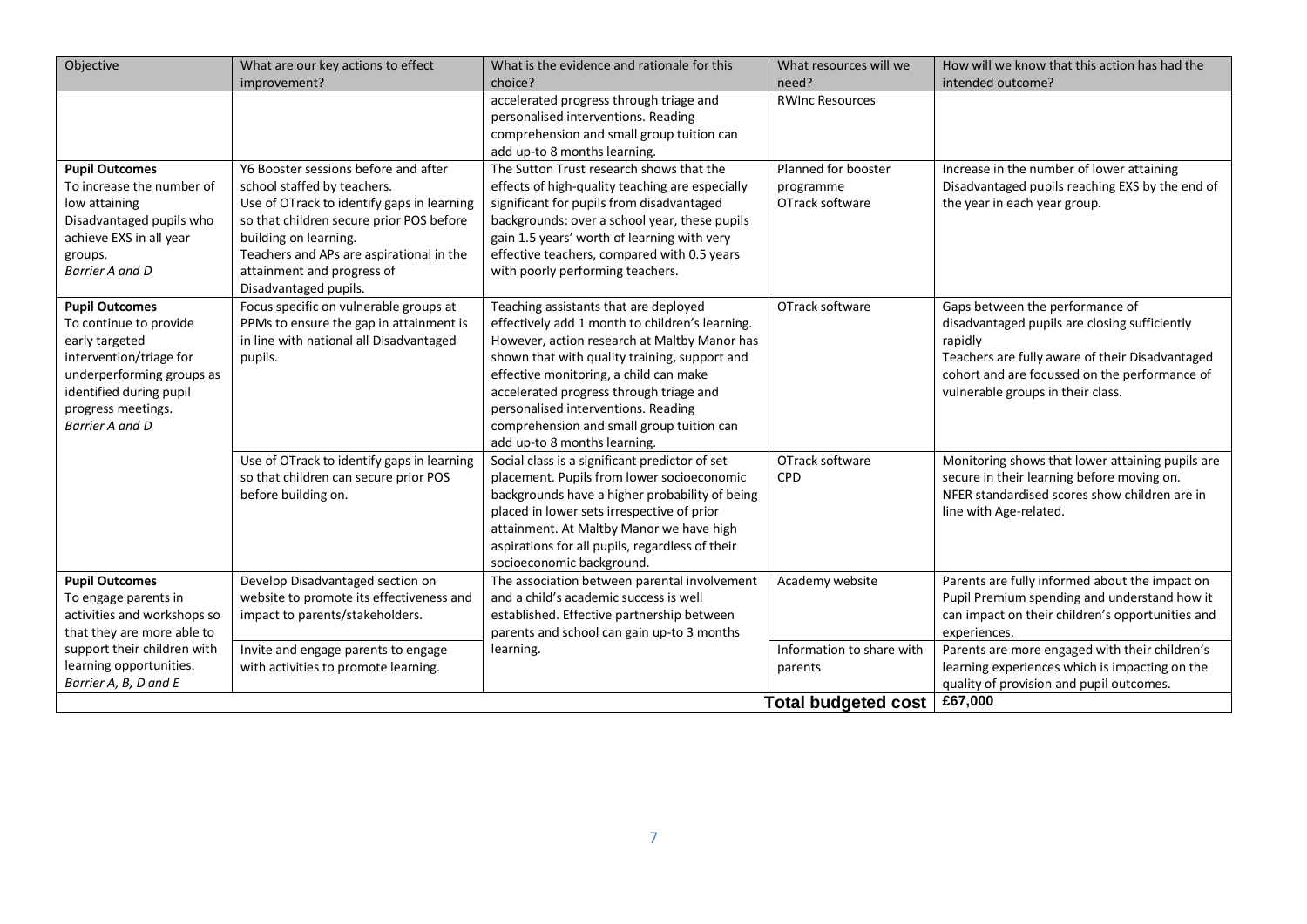| Objective | What are our key actions to effect improvement? | What is the evidence and rationale for this choice? | What resources will we need? | How will we know that this action has had the intended outcome? |
|---|---|---|---|---|
| | | accelerated progress through triage and personalised interventions. Reading comprehension and small group tuition can add up-to 8 months learning. | RWInc Resources | |
| **Pupil Outcomes** To increase the number of low attaining Disadvantaged pupils who achieve EXS in all year groups. *Barrier A and D* | Y6 Booster sessions before and after school staffed by teachers. Use of OTrack to identify gaps in learning so that children secure prior POS before building on learning. Teachers and APs are aspirational in the attainment and progress of Disadvantaged pupils. | The Sutton Trust research shows that the effects of high-quality teaching are especially significant for pupils from disadvantaged backgrounds: over a school year, these pupils gain 1.5 years' worth of learning with very effective teachers, compared with 0.5 years with poorly performing teachers. | Planned for booster programme OTrack software | Increase in the number of lower attaining Disadvantaged pupils reaching EXS by the end of the year in each year group. |
| **Pupil Outcomes** To continue to provide early targeted intervention/triage for underperforming groups as identified during pupil progress meetings. *Barrier A and D* | Focus specific on vulnerable groups at PPMs to ensure the gap in attainment is in line with national all Disadvantaged pupils. | Teaching assistants that are deployed effectively add 1 month to children's learning. However, action research at Maltby Manor has shown that with quality training, support and effective monitoring, a child can make accelerated progress through triage and personalised interventions. Reading comprehension and small group tuition can add up-to 8 months learning. | OTrack software | Gaps between the performance of disadvantaged pupils are closing sufficiently rapidly Teachers are fully aware of their Disadvantaged cohort and are focussed on the performance of vulnerable groups in their class. |
| | Use of OTrack to identify gaps in learning so that children can secure prior POS before building on. | Social class is a significant predictor of set placement. Pupils from lower socioeconomic backgrounds have a higher probability of being placed in lower sets irrespective of prior attainment. At Maltby Manor we have high aspirations for all pupils, regardless of their socioeconomic background. | OTrack software CPD | Monitoring shows that lower attaining pupils are secure in their learning before moving on. NFER standardised scores show children are in line with Age-related. |
| **Pupil Outcomes** To engage parents in activities and workshops so that they are more able to support their children with learning opportunities. *Barrier A, B, D and E* | Develop Disadvantaged section on website to promote its effectiveness and impact to parents/stakeholders. | The association between parental involvement and a child's academic success is well established. Effective partnership between parents and school can gain up-to 3 months learning. | Academy website | Parents are fully informed about the impact on Pupil Premium spending and understand how it can impact on their children's opportunities and experiences. |
| | Invite and engage parents to engage with activities to promote learning. | | Information to share with parents | Parents are more engaged with their children's learning experiences which is impacting on the quality of provision and pupil outcomes. |
| | | | **Total budgeted cost** | **£67,000** |